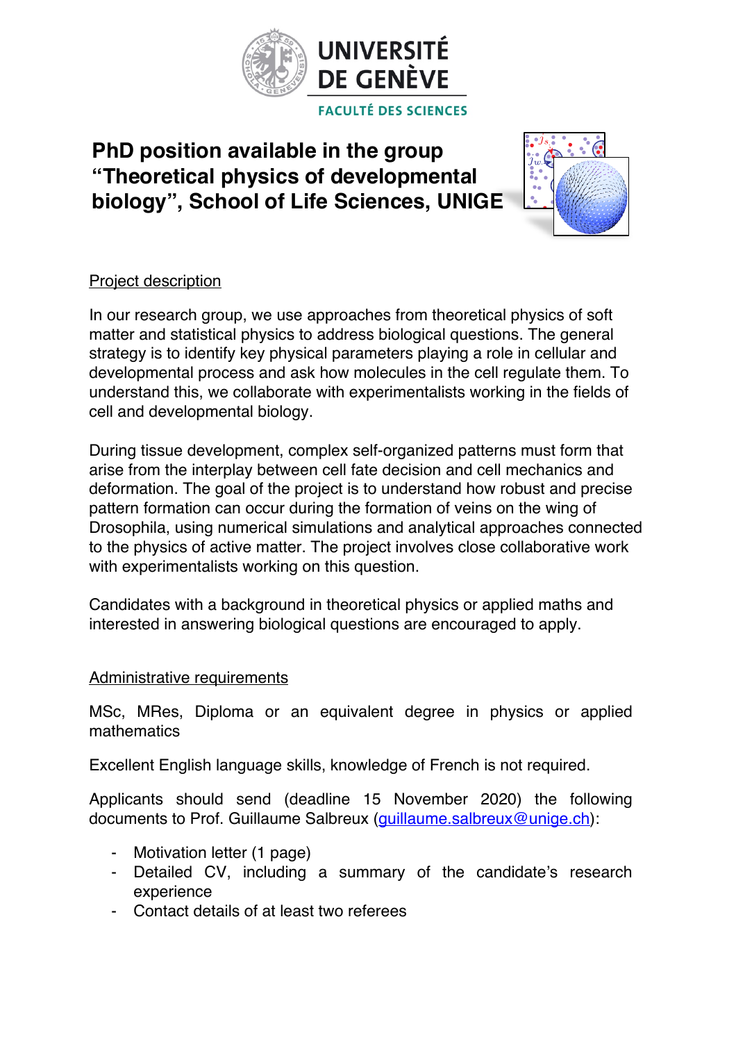UNIVERSITÉ DE GENÈVE

FACULTÉ DES SCIENCES

# PhD position available in the group "Theoretical physics of developmental biology", School of Life Sciences, UNIGE

## Project description

In our research group, we use approaches from theoretical physics of soft matter and statistical physics to address biological questions. The general strategy is to identify key physical parameters playing a role in cellular and developmental process and ask how molecules in the cell regulate them. To understand this, we collaborate with experimentalists working in the fields of cell and developmental biology.

During tissue development, complex self-organized patterns must form that arise from the interplay between cell fate decision and cell mechanics and deformation. The goal of the project is to understand how robust and precise pattern formation can occur during the formation of veins on the wing of Drosophila, using numerical simulations and analytical approaches connected to the physics of active matter. The project involves close collaborative work with experimentalists working on this question.

Candidates with a background in theoretical physics or applied maths and interested in answering biological questions are encouraged to apply.

## Administrative requirements

MSc, MRes, Diploma or an equivalent degree in physics or applied mathematics

Excellent English language skills, knowledge of French is not required.

Applicants should send (deadline 15 November 2020) the following documents to Prof. Guillaume Salbreux (guillaume.salbreux@unige.ch):

- Motivation letter (1 page)
- Detailed CV, including a summary of the candidate's research experience
- Contact details of at least two referees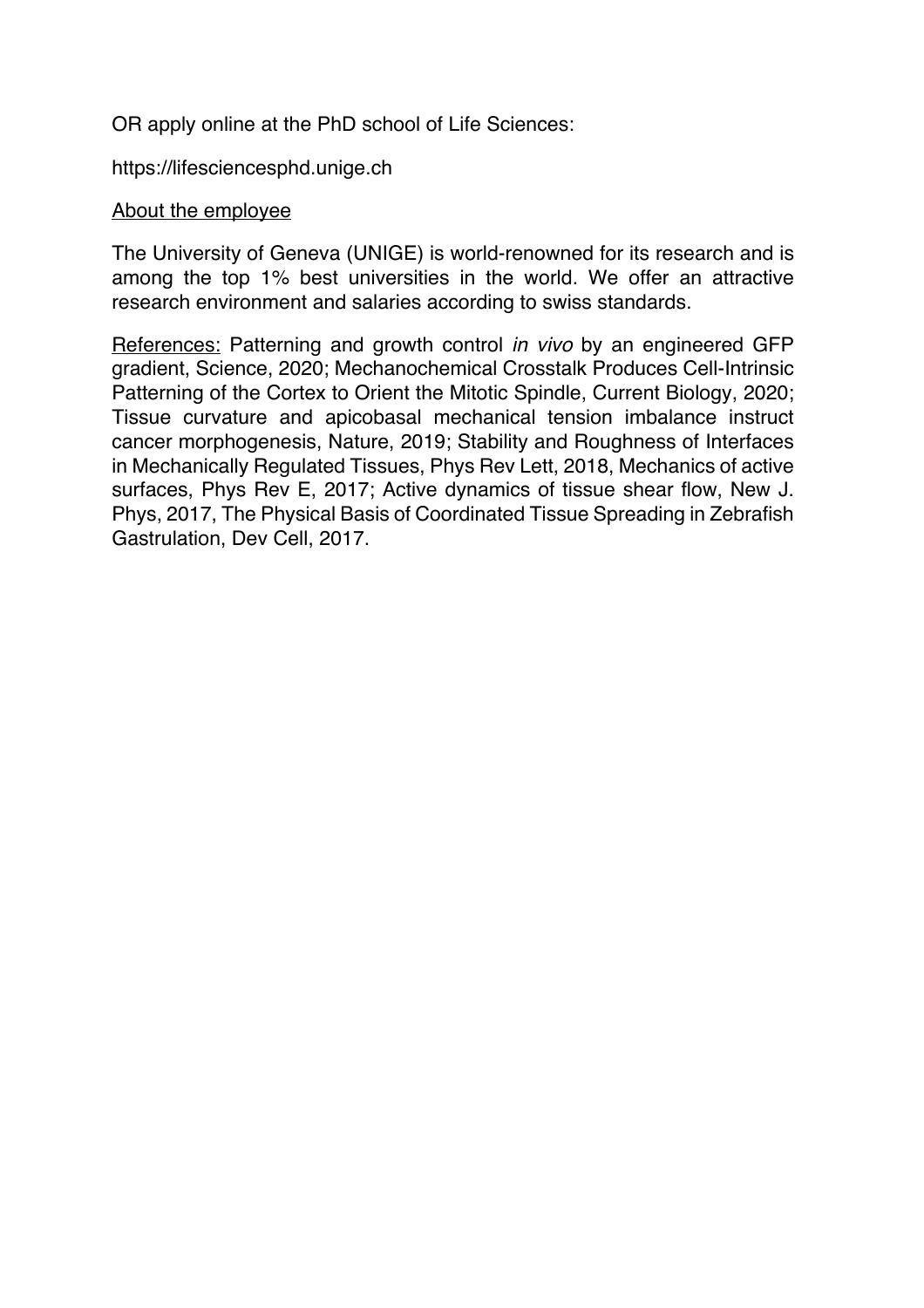OR apply online at the PhD school of Life Sciences:

https://lifesciencesphd.unige.ch

About the employee

The University of Geneva (UNIGE) is world-renowned for its research and is among the top 1% best universities in the world. We offer an attractive research environment and salaries according to swiss standards.

References: Patterning and growth control *in vivo* by an engineered GFP gradient, Science, 2020; Mechanochemical Crosstalk Produces Cell-Intrinsic Patterning of the Cortex to Orient the Mitotic Spindle, Current Biology, 2020; Tissue curvature and apicobasal mechanical tension imbalance instruct cancer morphogenesis, Nature, 2019; Stability and Roughness of Interfaces in Mechanically Regulated Tissues, Phys Rev Lett, 2018, Mechanics of active surfaces, Phys Rev E, 2017; Active dynamics of tissue shear flow, New J. Phys, 2017, The Physical Basis of Coordinated Tissue Spreading in Zebrafish Gastrulation, Dev Cell, 2017.